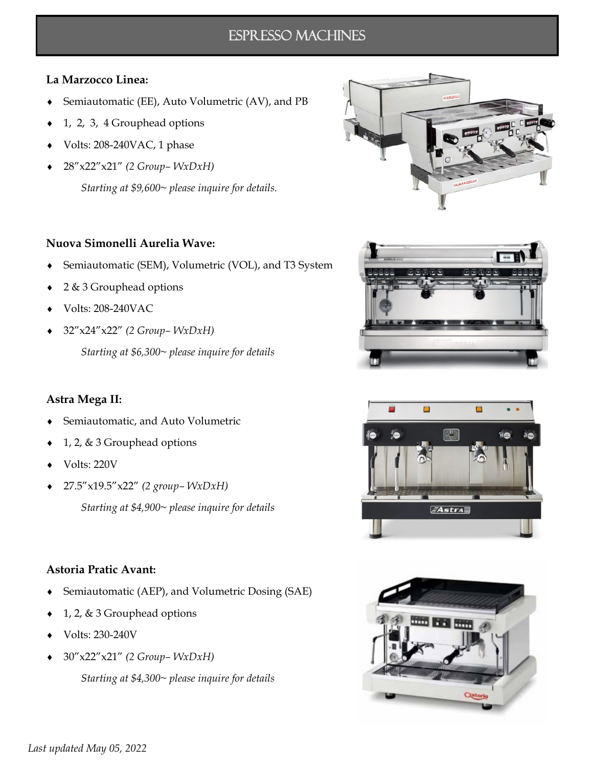# ESPRESSO MACHINES

**La Marzocco Linea:**

- Semiautomatic (EE), Auto Volumetric (AV), and PB
- 1, 2, 3, 4 Grouphead options
- Volts: 208-240VAC, 1 phase
- 28”x22”x21” *(2 Group– WxDxH)*

  *Starting at $9,600~ please inquire for details.*

**Nuova Simonelli Aurelia Wave:**

- Semiautomatic (SEM), Volumetric (VOL), and T3 System
- 2 & 3 Grouphead options
- Volts: 208-240VAC
- 32”x24”x22” *(2 Group– WxDxH)*

  *Starting at $6,300~ please inquire for details*

**Astra Mega II:**

- Semiautomatic, and Auto Volumetric
- 1, 2, & 3 Grouphead options
- Volts: 220V
- 27.5”x19.5”x22” *(2 group– WxDxH)*

  *Starting at $4,900~ please inquire for details*

**Astoria Pratic Avant:**

- Semiautomatic (AEP), and Volumetric Dosing (SAE)
- 1, 2, & 3 Grouphead options
- Volts: 230-240V
- 30”x22”x21” *(2 Group– WxDxH)*

  *Starting at $4,300~ please inquire for details*

*Last updated May 05, 2022*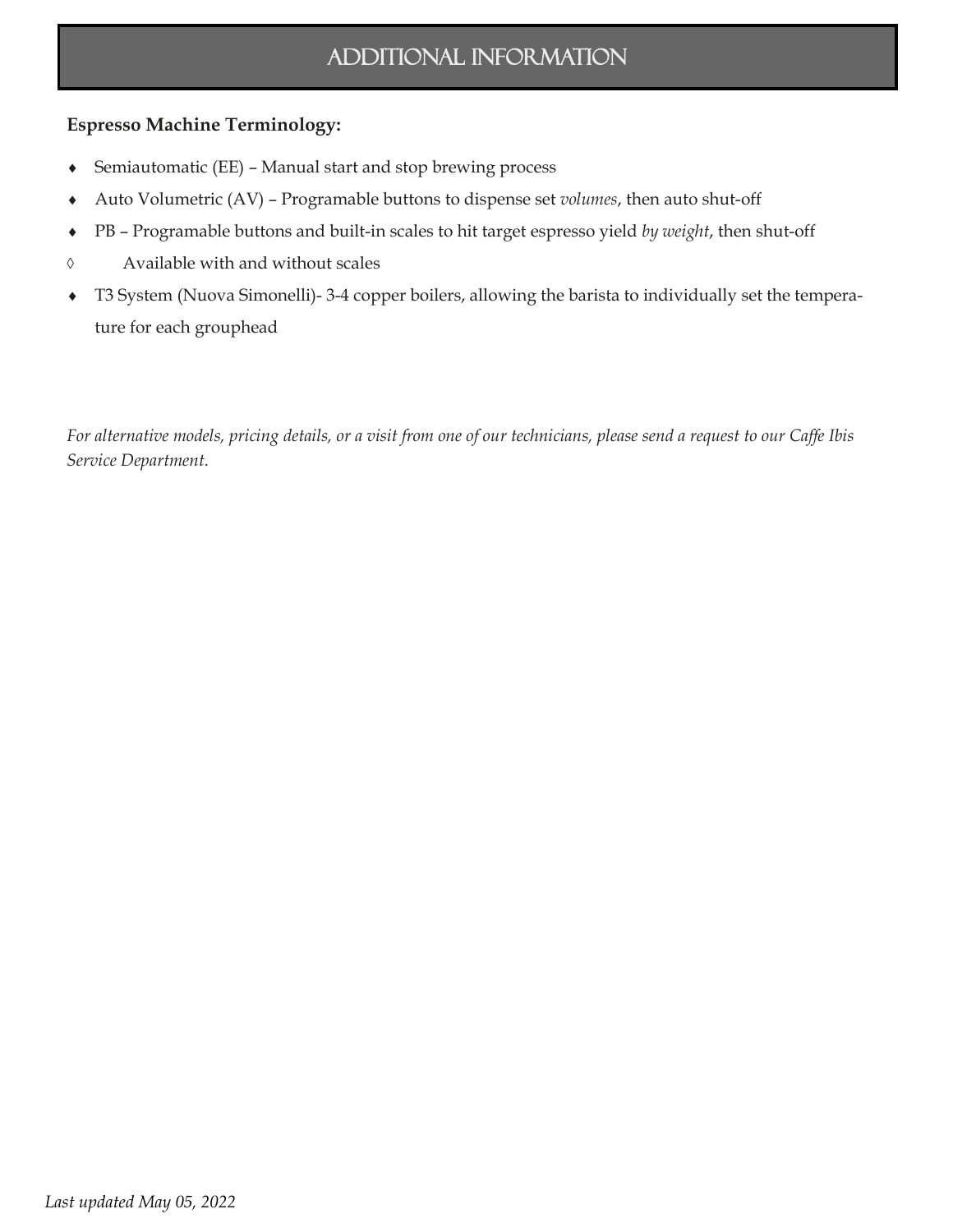# ADDITIONAL INFORMATION

**Espresso Machine Terminology:**

- Semiautomatic (EE) – Manual start and stop brewing process
- Auto Volumetric (AV) – Programable buttons to dispense set *volumes*, then auto shut-off
- PB – Programable buttons and built-in scales to hit target espresso yield *by weight*, then shut-off
  - Available with and without scales
- T3 System (Nuova Simonelli)- 3-4 copper boilers, allowing the barista to individually set the temperature for each grouphead

*For alternative models, pricing details, or a visit from one of our technicians, please send a request to our Caffe Ibis Service Department.*

*Last updated May 05, 2022*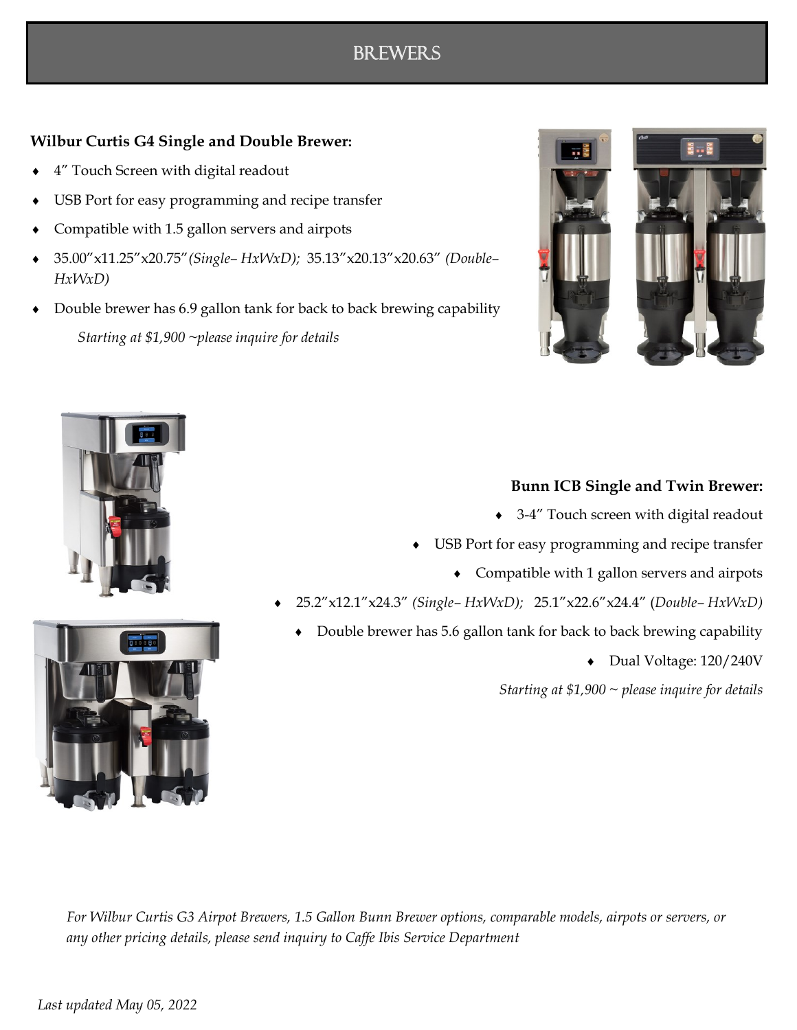# BREWERS

**Wilbur Curtis G4 Single and Double Brewer:**

- 4” Touch Screen with digital readout
- USB Port for easy programming and recipe transfer
- Compatible with 1.5 gallon servers and airpots
- 35.00”x11.25”x20.75” *(Single– HxWxD)*; 35.13”x20.13”x20.63” *(Double– HxWxD)*
- Double brewer has 6.9 gallon tank for back to back brewing capability

*Starting at $1,900 ~please inquire for details*

**Bunn ICB Single and Twin Brewer:**

- 3-4” Touch screen with digital readout
- USB Port for easy programming and recipe transfer
- Compatible with 1 gallon servers and airpots
- 25.2”x12.1”x24.3” *(Single– HxWxD)*; 25.1”x22.6”x24.4” (*Double– HxWxD)*
- Double brewer has 5.6 gallon tank for back to back brewing capability
- Dual Voltage: 120/240V

*Starting at $1,900 ~ please inquire for details*

*For Wilbur Curtis G3 Airpot Brewers, 1.5 Gallon Bunn Brewer options, comparable models, airpots or servers, or any other pricing details, please send inquiry to Caffe Ibis Service Department*

*Last updated May 05, 2022*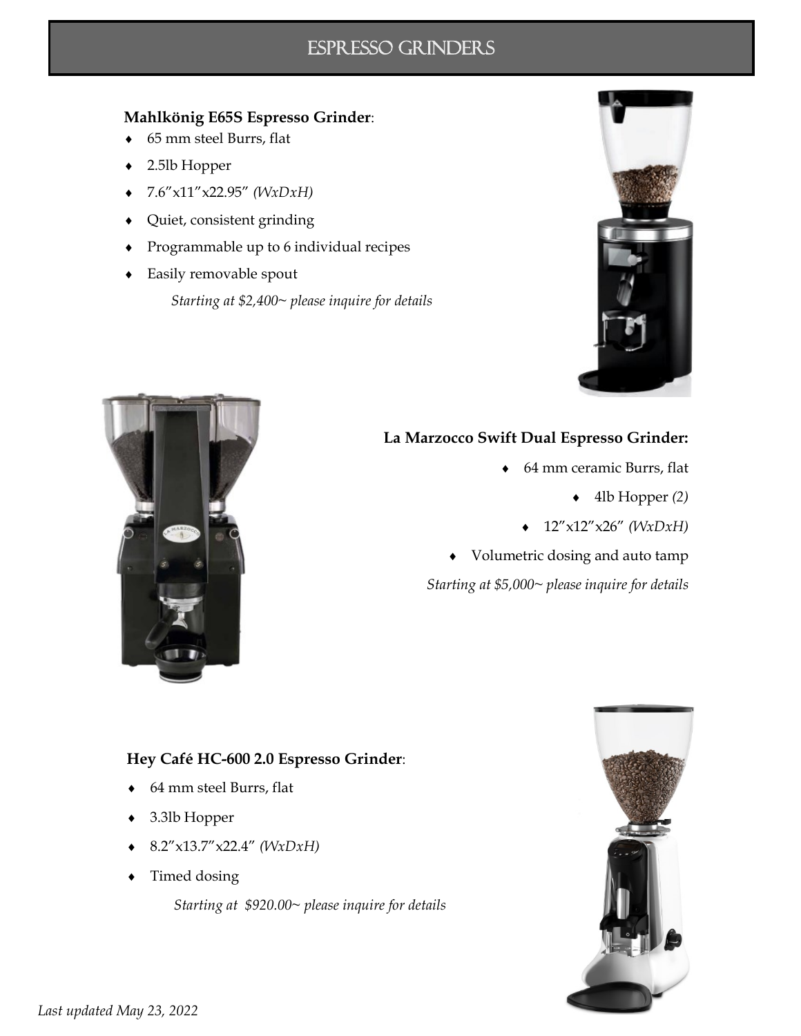# Espresso Grinders

**Mahlkönig E65S Espresso Grinder**:

- 65 mm steel Burrs, flat
- 2.5lb Hopper
- 7.6”x11”x22.95” *(WxDxH)*
- Quiet, consistent grinding
- Programmable up to 6 individual recipes
- Easily removable spout

*Starting at $2,400~ please inquire for details*

**La Marzocco Swift Dual Espresso Grinder:**

- 64 mm ceramic Burrs, flat
- 4lb Hopper *(2)*
- 12”x12”x26” *(WxDxH)*
- Volumetric dosing and auto tamp

*Starting at $5,000~ please inquire for details*

**Hey Café HC-600 2.0 Espresso Grinder**:

- 64 mm steel Burrs, flat
- 3.3lb Hopper
- 8.2”x13.7”x22.4” *(WxDxH)*
- Timed dosing

*Starting at $920.00~ please inquire for details*

*Last updated May 23, 2022*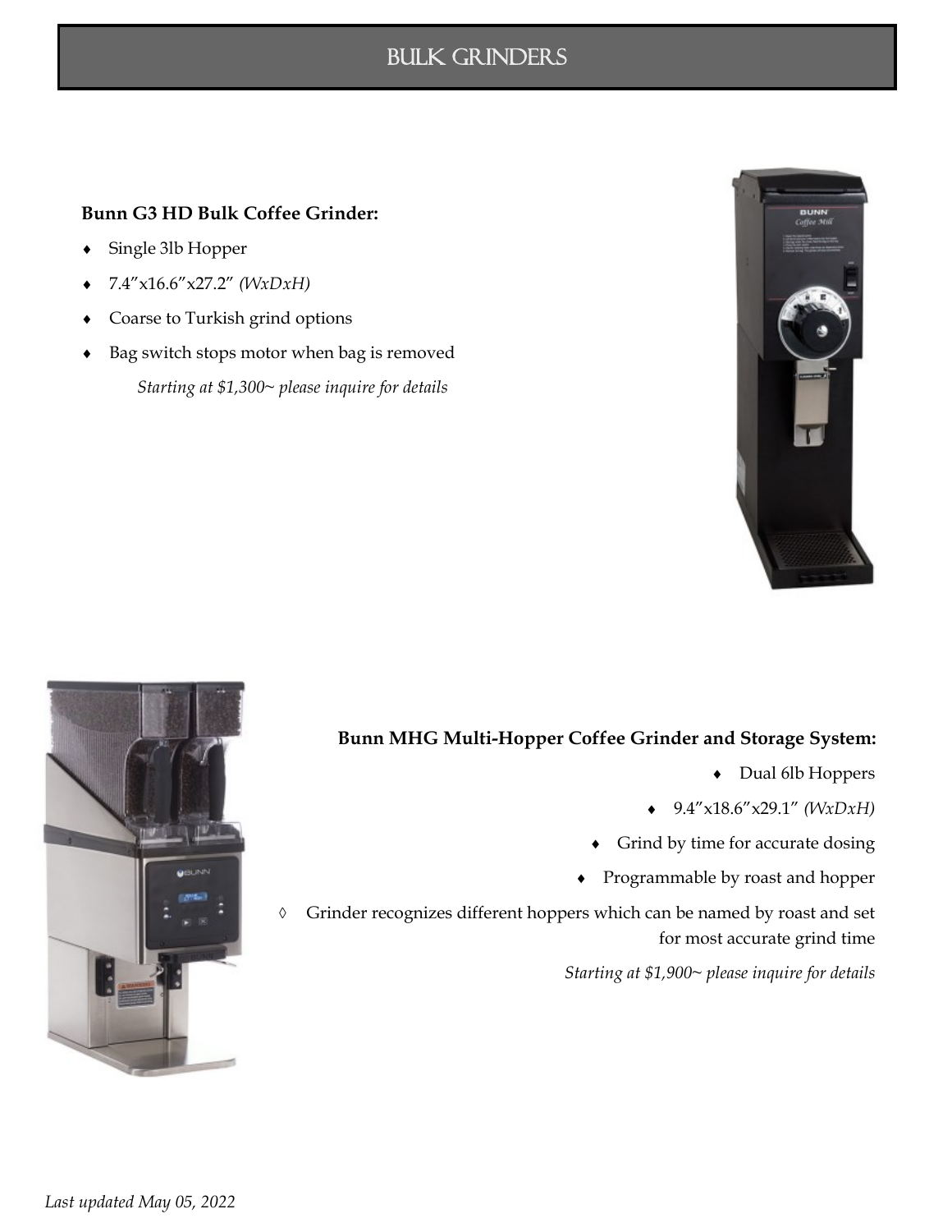# Bulk Grinders

**Bunn G3 HD Bulk Coffee Grinder:**

- Single 3lb Hopper
- 7.4”x16.6”x27.2” *(WxDxH)*
- Coarse to Turkish grind options
- Bag switch stops motor when bag is removed

*Starting at $1,300~ please inquire for details*

**Bunn MHG Multi-Hopper Coffee Grinder and Storage System:**

- Dual 6lb Hoppers
- 9.4”x18.6”x29.1” *(WxDxH)*
- Grind by time for accurate dosing
- Programmable by roast and hopper
  - ◊ Grinder recognizes different hoppers which can be named by roast and set for most accurate grind time

*Starting at $1,900~ please inquire for details*

*Last updated May 05, 2022*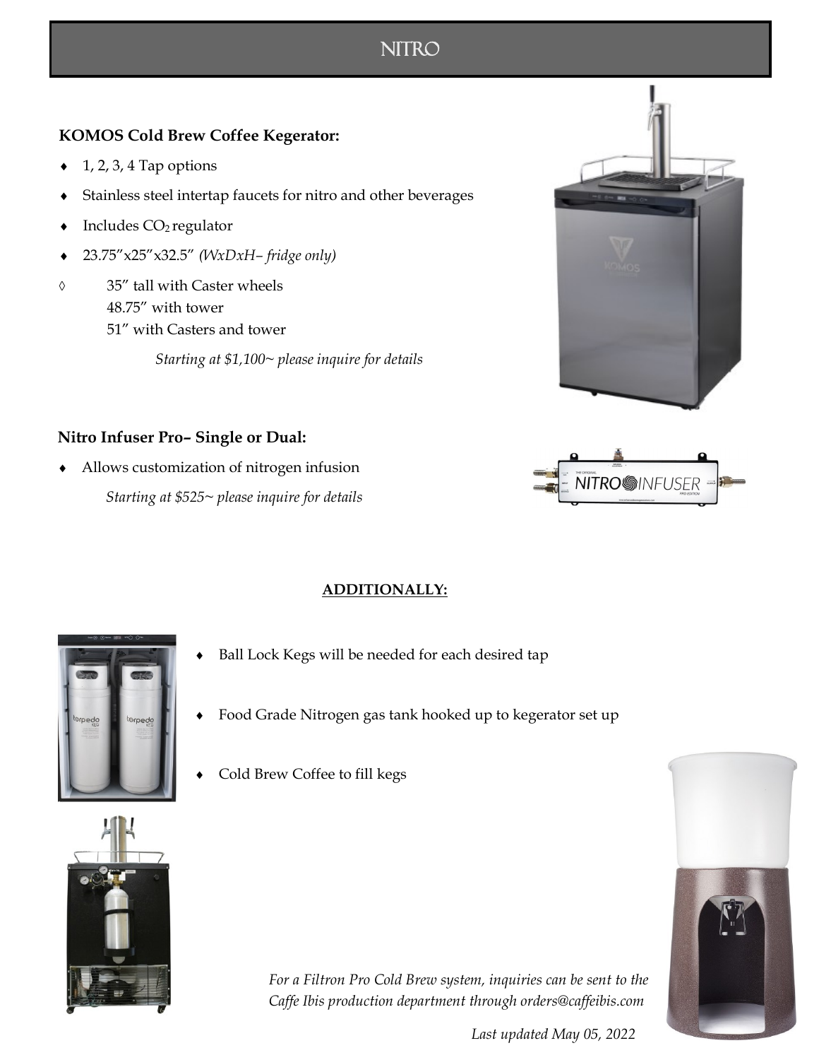# NITRO

### KOMOS Cold Brew Coffee Kegerator:

- 1, 2, 3, 4 Tap options
- Stainless steel intertap faucets for nitro and other beverages
- Includes $CO_2$ regulator
- 23.75"x25"x32.5" *(WxDxH– fridge only)*
  - 35" tall with Caster wheels
    48.75" with tower
    51" with Casters and tower

*Starting at $1,100~ please inquire for details*

### Nitro Infuser Pro– Single or Dual:

- Allows customization of nitrogen infusion

*Starting at $525~ please inquire for details*

**ADDITIONALLY:**

- Ball Lock Kegs will be needed for each desired tap
- Food Grade Nitrogen gas tank hooked up to kegerator set up
- Cold Brew Coffee to fill kegs

*For a Filtron Pro Cold Brew system, inquiries can be sent to the Caffe Ibis production department through orders@caffeibis.com*

*Last updated May 05, 2022*